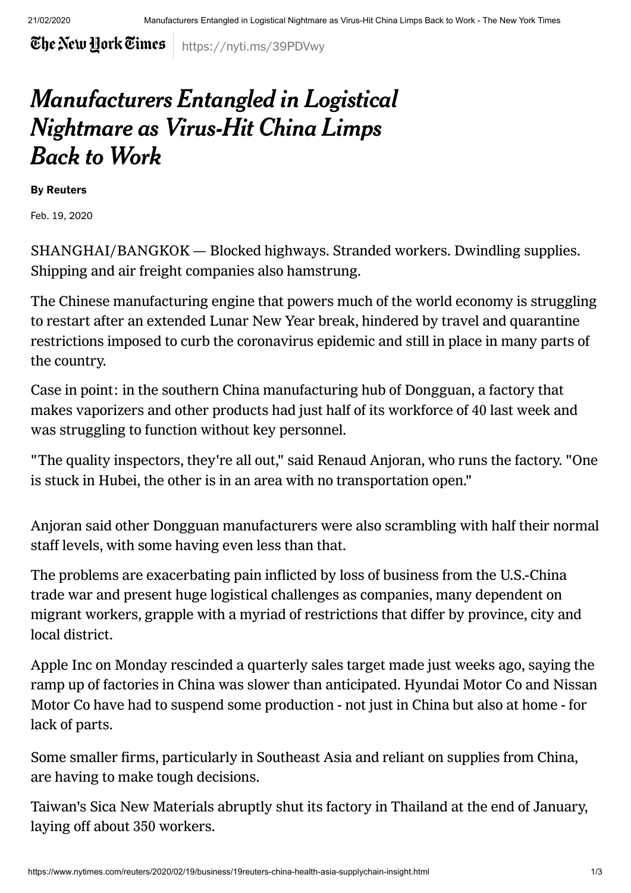The New York Times | https://nyti.ms/39PDVwy

# *Manufacturers Entangled in Logistical Nightmare as Virus-Hit China Limps Back to Work*

**By Reuters**

Feb. 19, 2020

SHANGHAI/BANGKOK — Blocked highways. Stranded workers. Dwindling supplies. Shipping and air freight companies also hamstrung.

The Chinese manufacturing engine that powers much of the world economy is struggling to restart after an extended Lunar New Year break, hindered by travel and quarantine restrictions imposed to curb the coronavirus epidemic and still in place in many parts of the country.

Case in point: in the southern China manufacturing hub of Dongguan, a factory that makes vaporizers and other products had just half of its workforce of 40 last week and was struggling to function without key personnel.

"The quality inspectors, they're all out," said Renaud Anjoran, who runs the factory. "One is stuck in Hubei, the other is in an area with no transportation open."

Anjoran said other Dongguan manufacturers were also scrambling with half their normal staff levels, with some having even less than that.

The problems are exacerbating pain inflicted by loss of business from the U.S.-China trade war and present huge logistical challenges as companies, many dependent on migrant workers, grapple with a myriad of restrictions that differ by province, city and local district.

Apple Inc on Monday rescinded a quarterly sales target made just weeks ago, saying the ramp up of factories in China was slower than anticipated. Hyundai Motor Co and Nissan Motor Co have had to suspend some production - not just in China but also at home - for lack of parts.

Some smaller firms, particularly in Southeast Asia and reliant on supplies from China, are having to make tough decisions.

Taiwan's Sica New Materials abruptly shut its factory in Thailand at the end of January, laying off about 350 workers.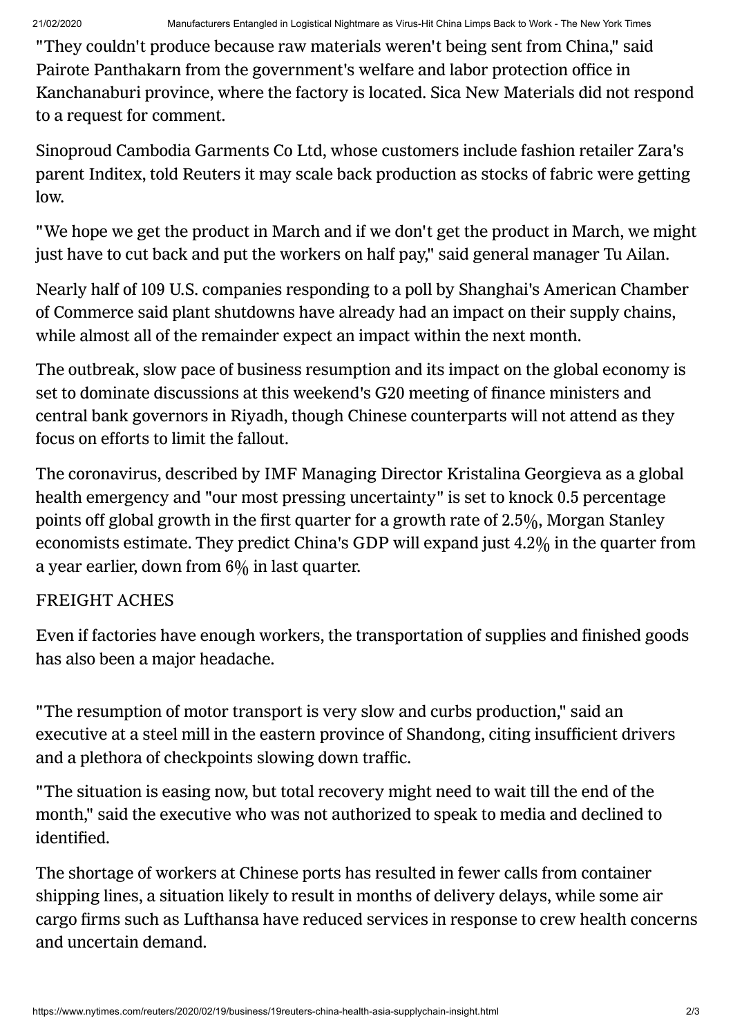"They couldn't produce because raw materials weren't being sent from China," said Pairote Panthakarn from the government's welfare and labor protection office in Kanchanaburi province, where the factory is located. Sica New Materials did not respond to a request for comment.

Sinoproud Cambodia Garments Co Ltd, whose customers include fashion retailer Zara's parent Inditex, told Reuters it may scale back production as stocks of fabric were getting low.

"We hope we get the product in March and if we don't get the product in March, we might just have to cut back and put the workers on half pay," said general manager Tu Ailan.

Nearly half of 109 U.S. companies responding to a poll by Shanghai's American Chamber of Commerce said plant shutdowns have already had an impact on their supply chains, while almost all of the remainder expect an impact within the next month.

The outbreak, slow pace of business resumption and its impact on the global economy is set to dominate discussions at this weekend's G20 meeting of finance ministers and central bank governors in Riyadh, though Chinese counterparts will not attend as they focus on efforts to limit the fallout.

The coronavirus, described by IMF Managing Director Kristalina Georgieva as a global health emergency and "our most pressing uncertainty" is set to knock 0.5 percentage points off global growth in the first quarter for a growth rate of 2.5%, Morgan Stanley economists estimate. They predict China's GDP will expand just 4.2% in the quarter from a year earlier, down from 6% in last quarter.

## FREIGHT ACHES

Even if factories have enough workers, the transportation of supplies and finished goods has also been a major headache.

"The resumption of motor transport is very slow and curbs production," said an executive at a steel mill in the eastern province of Shandong, citing insufficient drivers and a plethora of checkpoints slowing down traffic.

"The situation is easing now, but total recovery might need to wait till the end of the month," said the executive who was not authorized to speak to media and declined to identified.

The shortage of workers at Chinese ports has resulted in fewer calls from container shipping lines, a situation likely to result in months of delivery delays, while some air cargo firms such as Lufthansa have reduced services in response to crew health concerns and uncertain demand.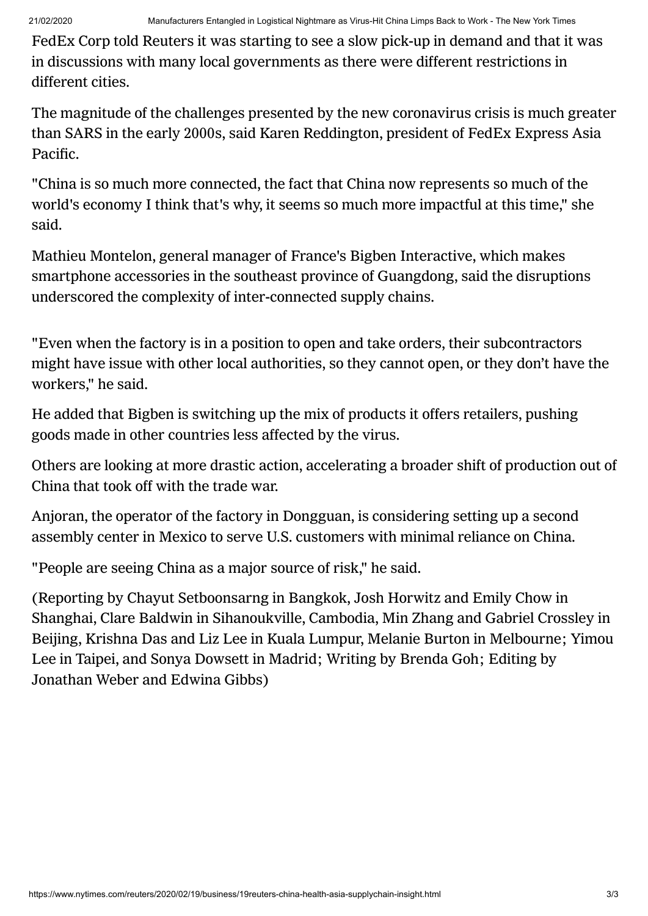FedEx Corp told Reuters it was starting to see a slow pick-up in demand and that it was in discussions with many local governments as there were different restrictions in different cities.

The magnitude of the challenges presented by the new coronavirus crisis is much greater than SARS in the early 2000s, said Karen Reddington, president of FedEx Express Asia Pacific.

"China is so much more connected, the fact that China now represents so much of the world's economy I think that's why, it seems so much more impactful at this time," she said.

Mathieu Montelon, general manager of France's Bigben Interactive, which makes smartphone accessories in the southeast province of Guangdong, said the disruptions underscored the complexity of inter-connected supply chains.

"Even when the factory is in a position to open and take orders, their subcontractors might have issue with other local authorities, so they cannot open, or they don't have the workers," he said.

He added that Bigben is switching up the mix of products it offers retailers, pushing goods made in other countries less affected by the virus.

Others are looking at more drastic action, accelerating a broader shift of production out of China that took off with the trade war.

Anjoran, the operator of the factory in Dongguan, is considering setting up a second assembly center in Mexico to serve U.S. customers with minimal reliance on China.

"People are seeing China as a major source of risk," he said.

(Reporting by Chayut Setboonsarng in Bangkok, Josh Horwitz and Emily Chow in Shanghai, Clare Baldwin in Sihanoukville, Cambodia, Min Zhang and Gabriel Crossley in Beijing, Krishna Das and Liz Lee in Kuala Lumpur, Melanie Burton in Melbourne; Yimou Lee in Taipei, and Sonya Dowsett in Madrid; Writing by Brenda Goh; Editing by Jonathan Weber and Edwina Gibbs)